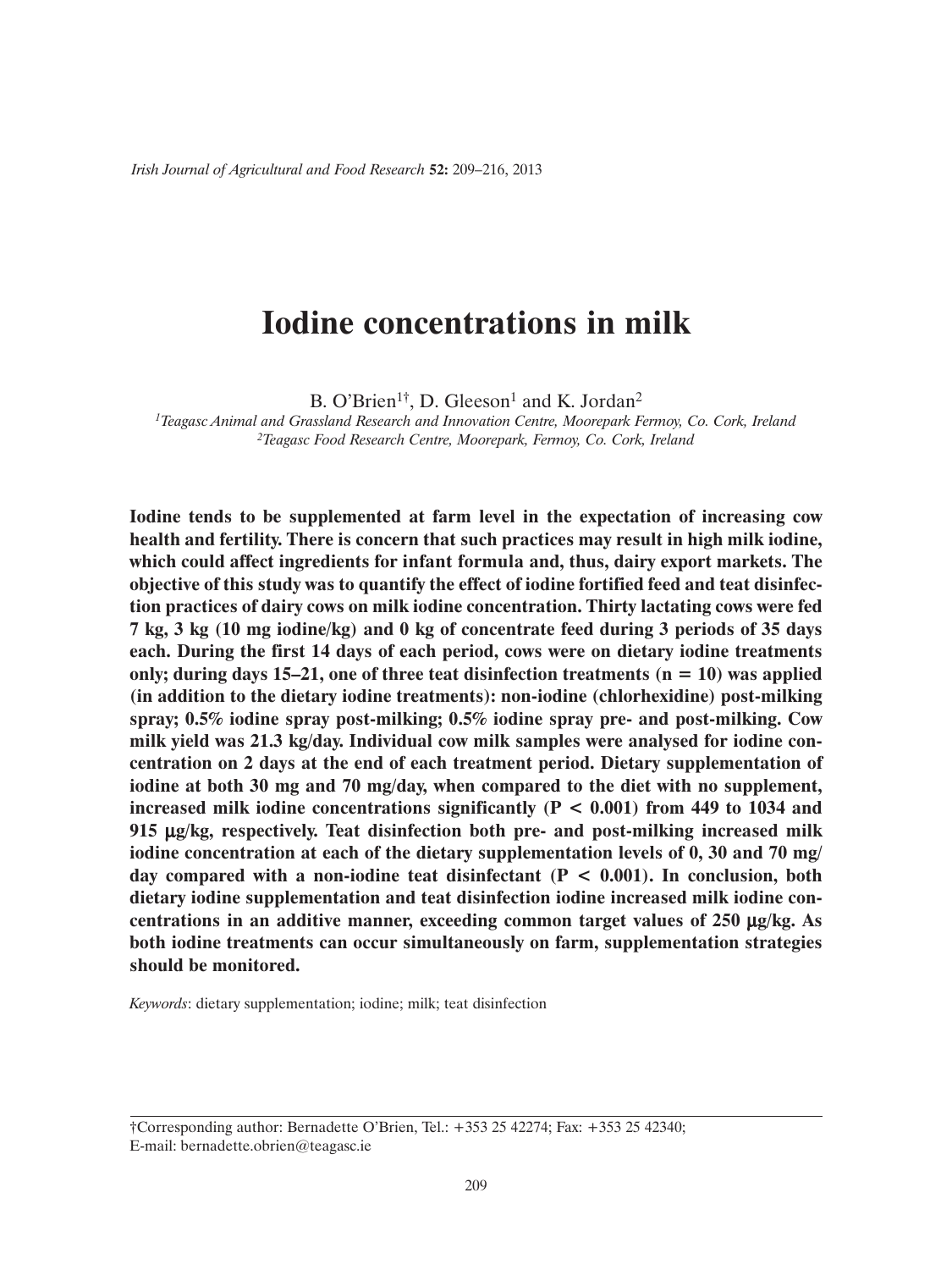# Iodine concentrations in milk

B. O'Brien[1†], D. Gleeson[1] and K. Jordan[2]

[1]*Teagasc Animal and Grassland Research and Innovation Centre, Moorepark Fermoy, Co. Cork, Ireland*
[2]*Teagasc Food Research Centre, Moorepark, Fermoy, Co. Cork, Ireland*

**Iodine tends to be supplemented at farm level in the expectation of increasing cow health and fertility. There is concern that such practices may result in high milk iodine, which could affect ingredients for infant formula and, thus, dairy export markets. The objective of this study was to quantify the effect of iodine fortified feed and teat disinfection practices of dairy cows on milk iodine concentration. Thirty lactating cows were fed 7 kg, 3 kg (10 mg iodine/kg) and 0 kg of concentrate feed during 3 periods of 35 days each. During the first 14 days of each period, cows were on dietary iodine treatments only; during days 15–21, one of three teat disinfection treatments (n = 10) was applied (in addition to the dietary iodine treatments): non-iodine (chlorhexidine) post-milking spray; 0.5% iodine spray post-milking; 0.5% iodine spray pre- and post-milking. Cow milk yield was 21.3 kg/day. Individual cow milk samples were analysed for iodine concentration on 2 days at the end of each treatment period. Dietary supplementation of iodine at both 30 mg and 70 mg/day, when compared to the diet with no supplement, increased milk iodine concentrations significantly ($P < 0.001$) from 449 to 1034 and 915 μg/kg, respectively. Teat disinfection both pre- and post-milking increased milk iodine concentration at each of the dietary supplementation levels of 0, 30 and 70 mg/day compared with a non-iodine teat disinfectant ($P < 0.001$). In conclusion, both dietary iodine supplementation and teat disinfection iodine increased milk iodine concentrations in an additive manner, exceeding common target values of 250 μg/kg. As both iodine treatments can occur simultaneously on farm, supplementation strategies should be monitored.**

*Keywords*: dietary supplementation; iodine; milk; teat disinfection

†Corresponding author: Bernadette O'Brien, Tel.: +353 25 42274; Fax: +353 25 42340;
E-mail: bernadette.obrien@teagasc.ie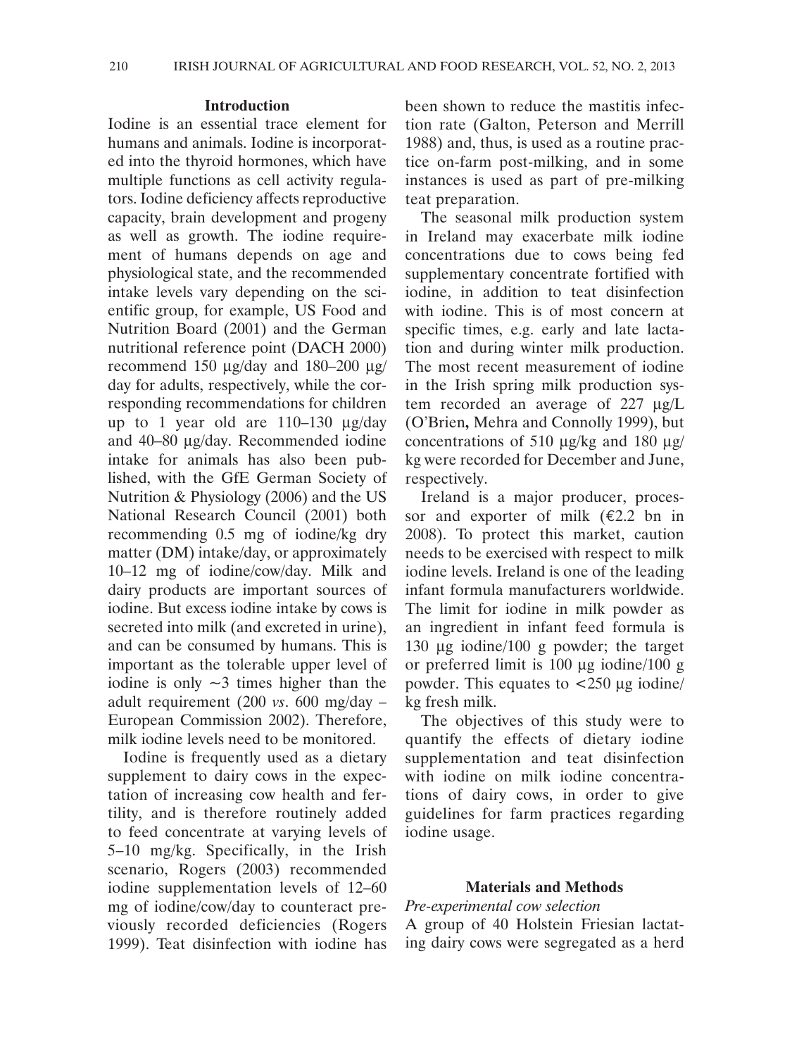## Introduction

Iodine is an essential trace element for humans and animals. Iodine is incorporated into the thyroid hormones, which have multiple functions as cell activity regulators. Iodine deficiency affects reproductive capacity, brain development and progeny as well as growth. The iodine requirement of humans depends on age and physiological state, and the recommended intake levels vary depending on the scientific group, for example, US Food and Nutrition Board (2001) and the German nutritional reference point (DACH 2000) recommend 150 μg/day and 180–200 μg/day for adults, respectively, while the corresponding recommendations for children up to 1 year old are 110–130 μg/day and 40–80 μg/day. Recommended iodine intake for animals has also been published, with the GfE German Society of Nutrition & Physiology (2006) and the US National Research Council (2001) both recommending 0.5 mg of iodine/kg dry matter (DM) intake/day, or approximately 10–12 mg of iodine/cow/day. Milk and dairy products are important sources of iodine. But excess iodine intake by cows is secreted into milk (and excreted in urine), and can be consumed by humans. This is important as the tolerable upper level of iodine is only ~3 times higher than the adult requirement (200 *vs*. 600 mg/day – European Commission 2002). Therefore, milk iodine levels need to be monitored.

Iodine is frequently used as a dietary supplement to dairy cows in the expectation of increasing cow health and fertility, and is therefore routinely added to feed concentrate at varying levels of 5–10 mg/kg. Specifically, in the Irish scenario, Rogers (2003) recommended iodine supplementation levels of 12–60 mg of iodine/cow/day to counteract previously recorded deficiencies (Rogers 1999). Teat disinfection with iodine has been shown to reduce the mastitis infection rate (Galton, Peterson and Merrill 1988) and, thus, is used as a routine practice on-farm post-milking, and in some instances is used as part of pre-milking teat preparation.

The seasonal milk production system in Ireland may exacerbate milk iodine concentrations due to cows being fed supplementary concentrate fortified with iodine, in addition to teat disinfection with iodine. This is of most concern at specific times, e.g. early and late lactation and during winter milk production. The most recent measurement of iodine in the Irish spring milk production system recorded an average of 227 μg/L (O'Brien**,** Mehra and Connolly 1999), but concentrations of 510 μg/kg and 180 μg/kg were recorded for December and June, respectively.

Ireland is a major producer, processor and exporter of milk (€2.2 bn in 2008). To protect this market, caution needs to be exercised with respect to milk iodine levels. Ireland is one of the leading infant formula manufacturers worldwide. The limit for iodine in milk powder as an ingredient in infant feed formula is 130 μg iodine/100 g powder; the target or preferred limit is 100 μg iodine/100 g powder. This equates to <250 μg iodine/kg fresh milk.

The objectives of this study were to quantify the effects of dietary iodine supplementation and teat disinfection with iodine on milk iodine concentrations of dairy cows, in order to give guidelines for farm practices regarding iodine usage.

## Materials and Methods

*Pre-experimental cow selection*

A group of 40 Holstein Friesian lactating dairy cows were segregated as a herd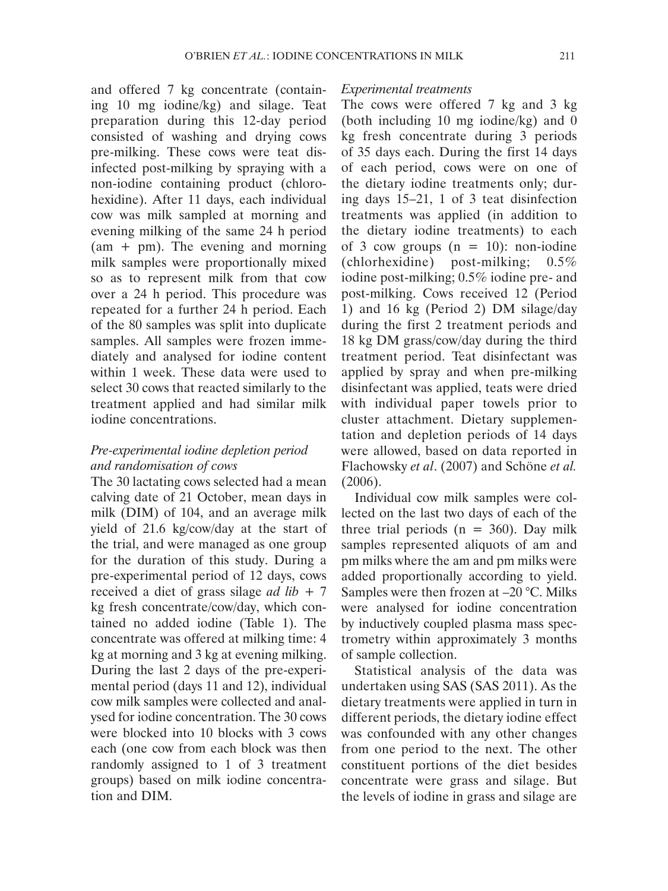and offered 7 kg concentrate (containing 10 mg iodine/kg) and silage. Teat preparation during this 12-day period consisted of washing and drying cows pre-milking. These cows were teat disinfected post-milking by spraying with a non-iodine containing product (chlorohexidine). After 11 days, each individual cow was milk sampled at morning and evening milking of the same 24 h period (am + pm). The evening and morning milk samples were proportionally mixed so as to represent milk from that cow over a 24 h period. This procedure was repeated for a further 24 h period. Each of the 80 samples was split into duplicate samples. All samples were frozen immediately and analysed for iodine content within 1 week. These data were used to select 30 cows that reacted similarly to the treatment applied and had similar milk iodine concentrations.

### *Pre-experimental iodine depletion period and randomisation of cows*

The 30 lactating cows selected had a mean calving date of 21 October, mean days in milk (DIM) of 104, and an average milk yield of 21.6 kg/cow/day at the start of the trial, and were managed as one group for the duration of this study. During a pre-experimental period of 12 days, cows received a diet of grass silage *ad lib* + 7 kg fresh concentrate/cow/day, which contained no added iodine (Table 1). The concentrate was offered at milking time: 4 kg at morning and 3 kg at evening milking. During the last 2 days of the pre-experimental period (days 11 and 12), individual cow milk samples were collected and analysed for iodine concentration. The 30 cows were blocked into 10 blocks with 3 cows each (one cow from each block was then randomly assigned to 1 of 3 treatment groups) based on milk iodine concentration and DIM.

### *Experimental treatments*

The cows were offered 7 kg and 3 kg (both including 10 mg iodine/kg) and 0 kg fresh concentrate during 3 periods of 35 days each. During the first 14 days of each period, cows were on one of the dietary iodine treatments only; during days 15–21, 1 of 3 teat disinfection treatments was applied (in addition to the dietary iodine treatments) to each of 3 cow groups ($n = 10$): non-iodine (chlorhexidine) post-milking; 0.5% iodine post-milking; 0.5% iodine pre- and post-milking. Cows received 12 (Period 1) and 16 kg (Period 2) DM silage/day during the first 2 treatment periods and 18 kg DM grass/cow/day during the third treatment period. Teat disinfectant was applied by spray and when pre-milking disinfectant was applied, teats were dried with individual paper towels prior to cluster attachment. Dietary supplementation and depletion periods of 14 days were allowed, based on data reported in Flachowsky *et al*. (2007) and Schöne *et al.* (2006).

Individual cow milk samples were collected on the last two days of each of the three trial periods ($n = 360$). Day milk samples represented aliquots of am and pm milks where the am and pm milks were added proportionally according to yield. Samples were then frozen at –20 °C. Milks were analysed for iodine concentration by inductively coupled plasma mass spectrometry within approximately 3 months of sample collection.

Statistical analysis of the data was undertaken using SAS (SAS 2011). As the dietary treatments were applied in turn in different periods, the dietary iodine effect was confounded with any other changes from one period to the next. The other constituent portions of the diet besides concentrate were grass and silage. But the levels of iodine in grass and silage are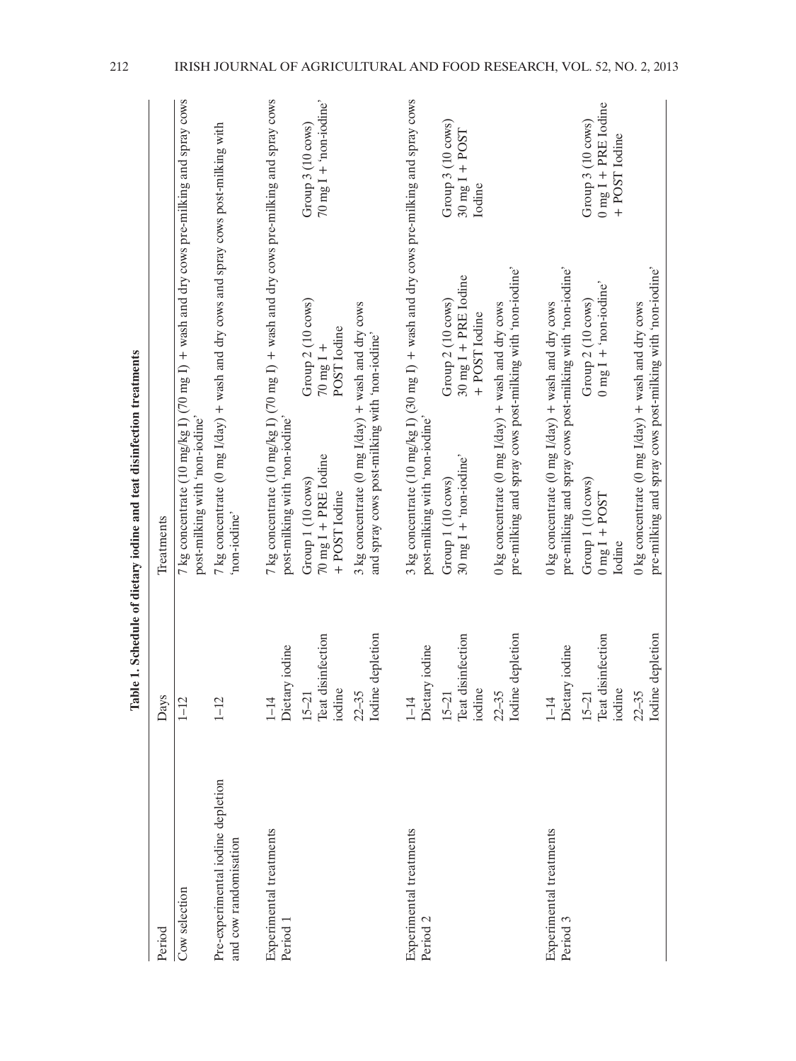**Table 1. Schedule of dietary iodine and teat disinfection treatments**

| Period | Days | Treatments | | |
|---|---|---|---|---|
| Cow selection | 1–12 | 7 kg concentrate (10 mg/kg I) (70 mg I) + wash and dry cows pre-milking and spray cows post-milking with 'non-iodine' | | |
| Pre-experimental iodine depletion and cow randomisation | 1–12 | 7 kg concentrate (0 mg I/day) + wash and dry cows and spray cows post-milking with 'non-iodine' | | |
| Experimental treatments Period 1 | 1–14 Dietary iodine | 7 kg concentrate (10 mg/kg I) (70 mg I) + wash and dry cows pre-milking and spray cows post-milking with 'non-iodine' | | |
| | 15–21 Teat disinfection iodine | Group 1 (10 cows) 70 mg I + PRE Iodine + POST Iodine | Group 2 (10 cows) 70 mg I + POST Iodine | Group 3 (10 cows) 70 mg I + 'non-iodine' |
| | 22–35 Iodine depletion | 3 kg concentrate (0 mg I/day) + wash and dry cows and spray cows post-milking with 'non-iodine' | | |
| Experimental treatments Period 2 | 1–14 Dietary iodine | 3 kg concentrate (10 mg/kg I) (30 mg I) + wash and dry cows pre-milking and spray cows post-milking with 'non-iodine' | | |
| | 15–21 Teat disinfection iodine | Group 1 (10 cows) 30 mg I + 'non-iodine' | Group 2 (10 cows) 30 mg I + PRE Iodine + POST Iodine | Group 3 (10 cows) 30 mg I + POST Iodine |
| | 22–35 Iodine depletion | 0 kg concentrate (0 mg I/day) + wash and dry cows pre-milking and spray cows post-milking with 'non-iodine' | | |
| Experimental treatments Period 3 | 1–14 Dietary iodine | 0 kg concentrate (0 mg I/day) + wash and dry cows pre-milking and spray cows post-milking with 'non-iodine' | | |
| | 15–21 Teat disinfection iodine | Group 1 (10 cows) 0 mg I + POST Iodine | Group 2 (10 cows) 0 mg I + 'non-iodine' | Group 3 (10 cows) 0 mg I + PRE Iodine + POST Iodine |
| | 22–35 Iodine depletion | 0 kg concentrate (0 mg I/day) + wash and dry cows pre-milking and spray cows post-milking with 'non-iodine' | | |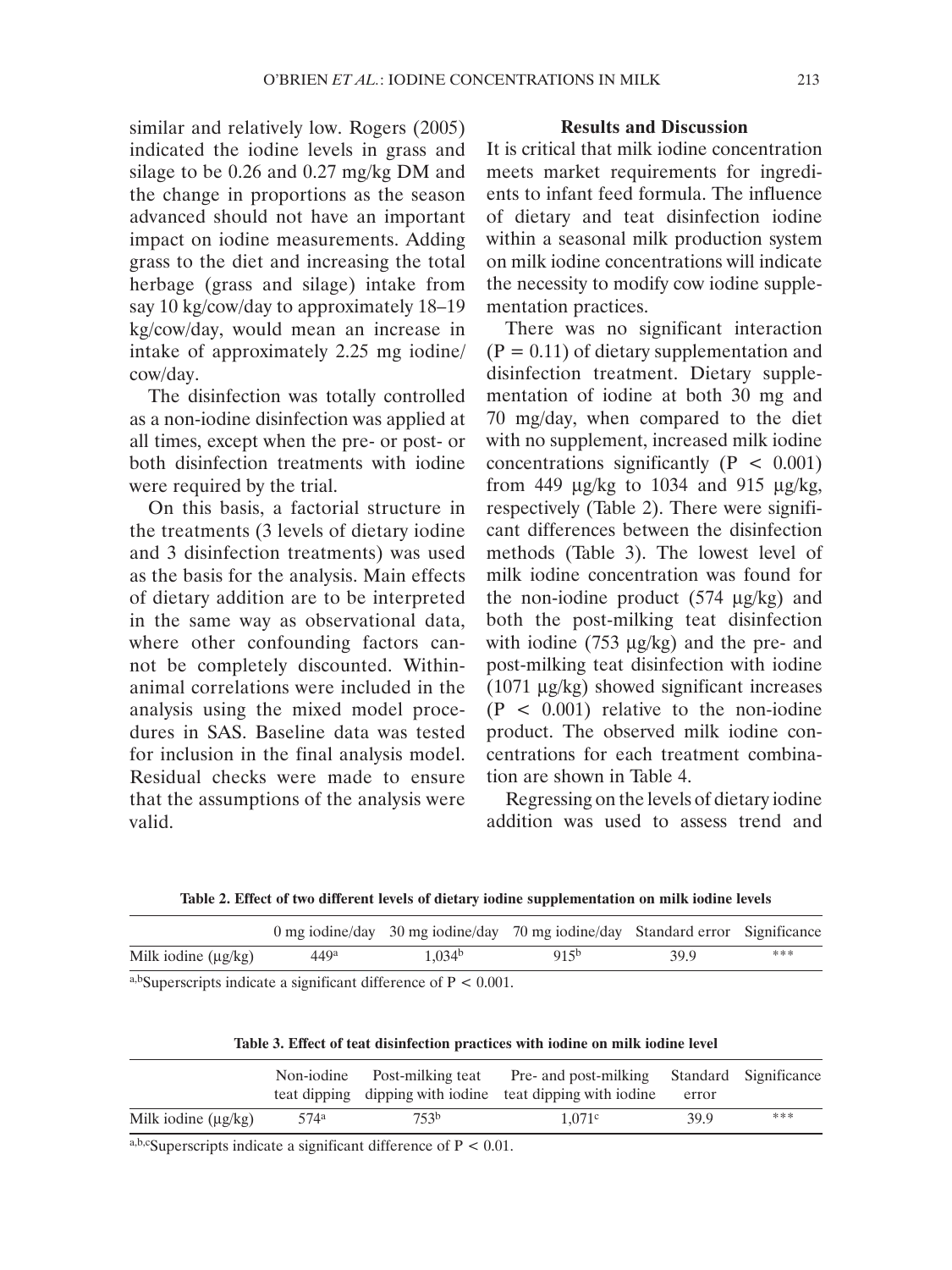similar and relatively low. Rogers (2005) indicated the iodine levels in grass and silage to be 0.26 and 0.27 mg/kg DM and the change in proportions as the season advanced should not have an important impact on iodine measurements. Adding grass to the diet and increasing the total herbage (grass and silage) intake from say 10 kg/cow/day to approximately 18–19 kg/cow/day, would mean an increase in intake of approximately 2.25 mg iodine/cow/day.

The disinfection was totally controlled as a non-iodine disinfection was applied at all times, except when the pre- or post- or both disinfection treatments with iodine were required by the trial.

On this basis, a factorial structure in the treatments (3 levels of dietary iodine and 3 disinfection treatments) was used as the basis for the analysis. Main effects of dietary addition are to be interpreted in the same way as observational data, where other confounding factors cannot be completely discounted. Within-animal correlations were included in the analysis using the mixed model procedures in SAS. Baseline data was tested for inclusion in the final analysis model. Residual checks were made to ensure that the assumptions of the analysis were valid.

## Results and Discussion

It is critical that milk iodine concentration meets market requirements for ingredients to infant feed formula. The influence of dietary and teat disinfection iodine within a seasonal milk production system on milk iodine concentrations will indicate the necessity to modify cow iodine supplementation practices.

There was no significant interaction ($P = 0.11$) of dietary supplementation and disinfection treatment. Dietary supplementation of iodine at both 30 mg and 70 mg/day, when compared to the diet with no supplement, increased milk iodine concentrations significantly ($P < 0.001$) from 449 µg/kg to 1034 and 915 µg/kg, respectively (Table 2). There were significant differences between the disinfection methods (Table 3). The lowest level of milk iodine concentration was found for the non-iodine product (574 µg/kg) and both the post-milking teat disinfection with iodine (753 µg/kg) and the pre- and post-milking teat disinfection with iodine (1071 µg/kg) showed significant increases ($P < 0.001$) relative to the non-iodine product. The observed milk iodine concentrations for each treatment combination are shown in Table 4.

Regressing on the levels of dietary iodine addition was used to assess trend and

**Table 2. Effect of two different levels of dietary iodine supplementation on milk iodine levels**

| | 0 mg iodine/day | 30 mg iodine/day | 70 mg iodine/day | Standard error | Significance |
|---|---|---|---|---|---|
| Milk iodine (µg/kg) | 449[a] | 1,034[b] | 915[b] | 39.9 | *** |

[a,b]Superscripts indicate a significant difference of $P < 0.001$.

**Table 3. Effect of teat disinfection practices with iodine on milk iodine level**

| | Non-iodine teat dipping | Post-milking teat dipping with iodine | Pre- and post-milking teat dipping with iodine | Standard error | Significance |
|---|---|---|---|---|---|
| Milk iodine (µg/kg) | 574[a] | 753[b] | 1,071[c] | 39.9 | *** |

[a,b,c]Superscripts indicate a significant difference of $P < 0.01$.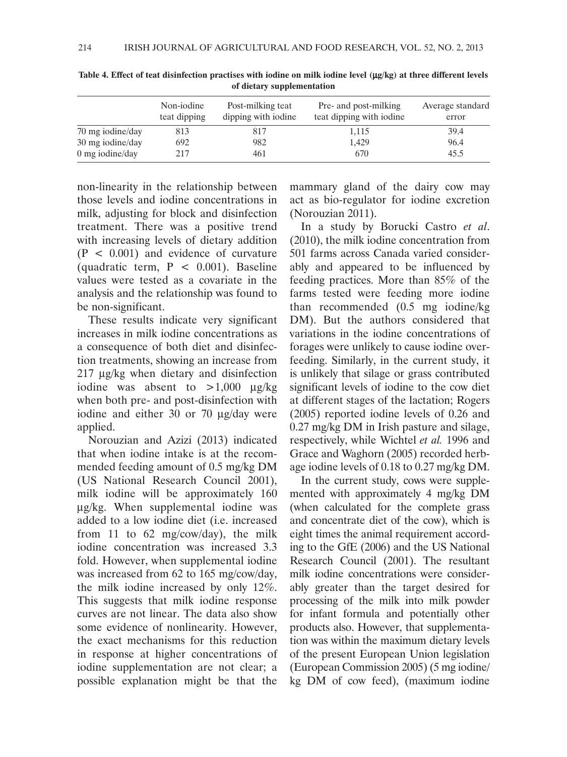**Table 4. Effect of teat disinfection practises with iodine on milk iodine level (µg/kg) at three different levels of dietary supplementation**

| | Non-iodine teat dipping | Post-milking teat dipping with iodine | Pre- and post-milking teat dipping with iodine | Average standard error |
|---|---|---|---|---|
| 70 mg iodine/day | 813 | 817 | 1,115 | 39.4 |
| 30 mg iodine/day | 692 | 982 | 1,429 | 96.4 |
| 0 mg iodine/day | 217 | 461 | 670 | 45.5 |

non-linearity in the relationship between those levels and iodine concentrations in milk, adjusting for block and disinfection treatment. There was a positive trend with increasing levels of dietary addition ($P < 0.001$) and evidence of curvature (quadratic term, $P < 0.001$). Baseline values were tested as a covariate in the analysis and the relationship was found to be non-significant.

These results indicate very significant increases in milk iodine concentrations as a consequence of both diet and disinfection treatments, showing an increase from 217 µg/kg when dietary and disinfection iodine was absent to >1,000 µg/kg when both pre- and post-disinfection with iodine and either 30 or 70 µg/day were applied.

Norouzian and Azizi (2013) indicated that when iodine intake is at the recommended feeding amount of 0.5 mg/kg DM (US National Research Council 2001), milk iodine will be approximately 160 µg/kg. When supplemental iodine was added to a low iodine diet (i.e. increased from 11 to 62 mg/cow/day), the milk iodine concentration was increased 3.3 fold. However, when supplemental iodine was increased from 62 to 165 mg/cow/day, the milk iodine increased by only 12%. This suggests that milk iodine response curves are not linear. The data also show some evidence of nonlinearity. However, the exact mechanisms for this reduction in response at higher concentrations of iodine supplementation are not clear; a possible explanation might be that the mammary gland of the dairy cow may act as bio-regulator for iodine excretion (Norouzian 2011).

In a study by Borucki Castro *et al*. (2010), the milk iodine concentration from 501 farms across Canada varied considerably and appeared to be influenced by feeding practices. More than 85% of the farms tested were feeding more iodine than recommended (0.5 mg iodine/kg DM). But the authors considered that variations in the iodine concentrations of forages were unlikely to cause iodine overfeeding. Similarly, in the current study, it is unlikely that silage or grass contributed significant levels of iodine to the cow diet at different stages of the lactation; Rogers (2005) reported iodine levels of 0.26 and 0.27 mg/kg DM in Irish pasture and silage, respectively, while Wichtel *et al.* 1996 and Grace and Waghorn (2005) recorded herbage iodine levels of 0.18 to 0.27 mg/kg DM.

In the current study, cows were supplemented with approximately 4 mg/kg DM (when calculated for the complete grass and concentrate diet of the cow), which is eight times the animal requirement according to the GfE (2006) and the US National Research Council (2001). The resultant milk iodine concentrations were considerably greater than the target desired for processing of the milk into milk powder for infant formula and potentially other products also. However, that supplementation was within the maximum dietary levels of the present European Union legislation (European Commission 2005) (5 mg iodine/kg DM of cow feed), (maximum iodine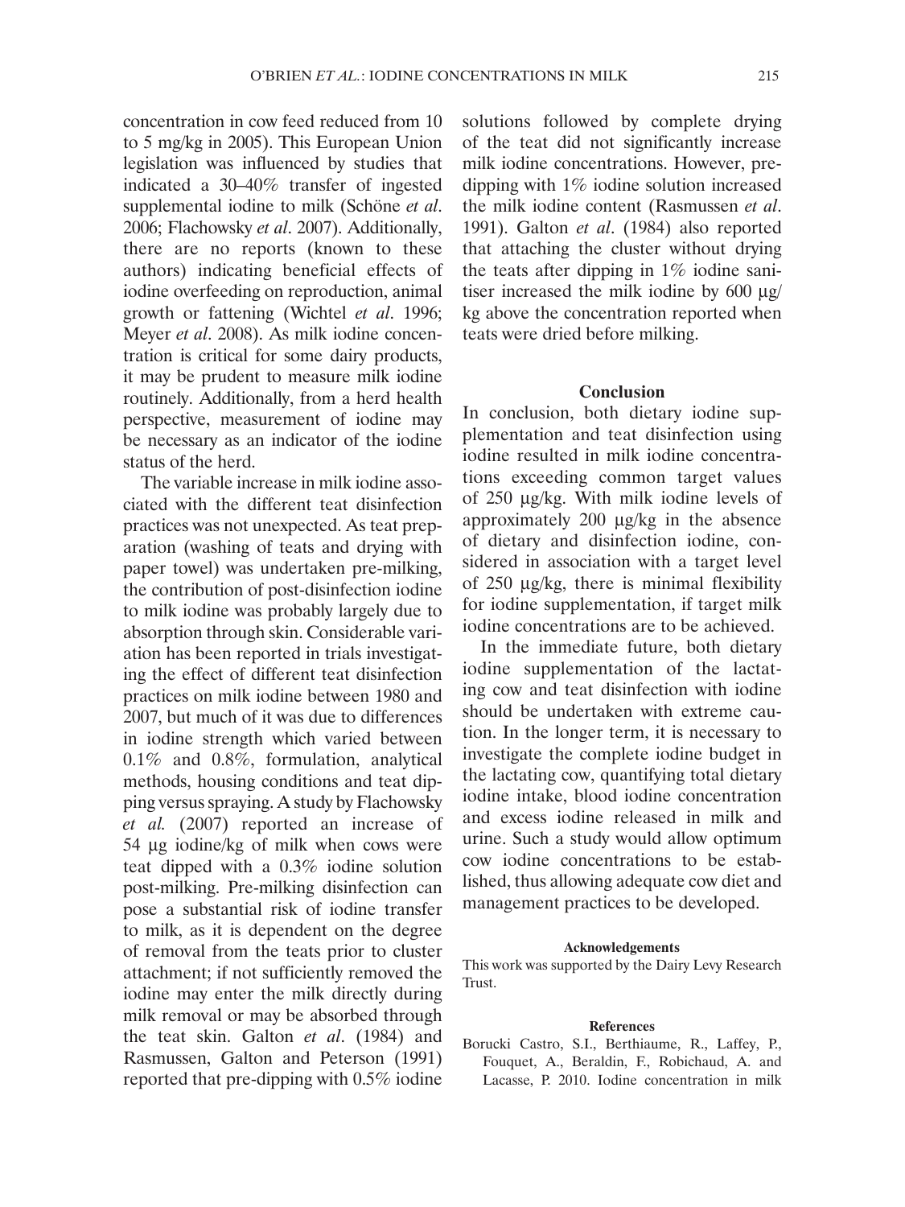concentration in cow feed reduced from 10 to 5 mg/kg in 2005). This European Union legislation was influenced by studies that indicated a 30–40% transfer of ingested supplemental iodine to milk (Schöne *et al*. 2006; Flachowsky *et al*. 2007). Additionally, there are no reports (known to these authors) indicating beneficial effects of iodine overfeeding on reproduction, animal growth or fattening (Wichtel *et al*. 1996; Meyer *et al*. 2008). As milk iodine concentration is critical for some dairy products, it may be prudent to measure milk iodine routinely. Additionally, from a herd health perspective, measurement of iodine may be necessary as an indicator of the iodine status of the herd.

The variable increase in milk iodine associated with the different teat disinfection practices was not unexpected. As teat preparation (washing of teats and drying with paper towel) was undertaken pre-milking, the contribution of post-disinfection iodine to milk iodine was probably largely due to absorption through skin. Considerable variation has been reported in trials investigating the effect of different teat disinfection practices on milk iodine between 1980 and 2007, but much of it was due to differences in iodine strength which varied between 0.1% and 0.8%, formulation, analytical methods, housing conditions and teat dipping versus spraying. A study by Flachowsky *et al.* (2007) reported an increase of 54 µg iodine/kg of milk when cows were teat dipped with a 0.3% iodine solution post-milking. Pre-milking disinfection can pose a substantial risk of iodine transfer to milk, as it is dependent on the degree of removal from the teats prior to cluster attachment; if not sufficiently removed the iodine may enter the milk directly during milk removal or may be absorbed through the teat skin. Galton *et al*. (1984) and Rasmussen, Galton and Peterson (1991) reported that pre-dipping with 0.5% iodine solutions followed by complete drying of the teat did not significantly increase milk iodine concentrations. However, pre-dipping with 1% iodine solution increased the milk iodine content (Rasmussen *et al*. 1991). Galton *et al*. (1984) also reported that attaching the cluster without drying the teats after dipping in 1% iodine sanitiser increased the milk iodine by 600 µg/kg above the concentration reported when teats were dried before milking.

## Conclusion

In conclusion, both dietary iodine supplementation and teat disinfection using iodine resulted in milk iodine concentrations exceeding common target values of 250 µg/kg. With milk iodine levels of approximately 200 µg/kg in the absence of dietary and disinfection iodine, considered in association with a target level of 250 µg/kg, there is minimal flexibility for iodine supplementation, if target milk iodine concentrations are to be achieved.

In the immediate future, both dietary iodine supplementation of the lactating cow and teat disinfection with iodine should be undertaken with extreme caution. In the longer term, it is necessary to investigate the complete iodine budget in the lactating cow, quantifying total dietary iodine intake, blood iodine concentration and excess iodine released in milk and urine. Such a study would allow optimum cow iodine concentrations to be established, thus allowing adequate cow diet and management practices to be developed.

#### Acknowledgements

This work was supported by the Dairy Levy Research Trust.

#### References

Borucki Castro, S.I., Berthiaume, R., Laffey, P., Fouquet, A., Beraldin, F., Robichaud, A. and Lacasse, P. 2010. Iodine concentration in milk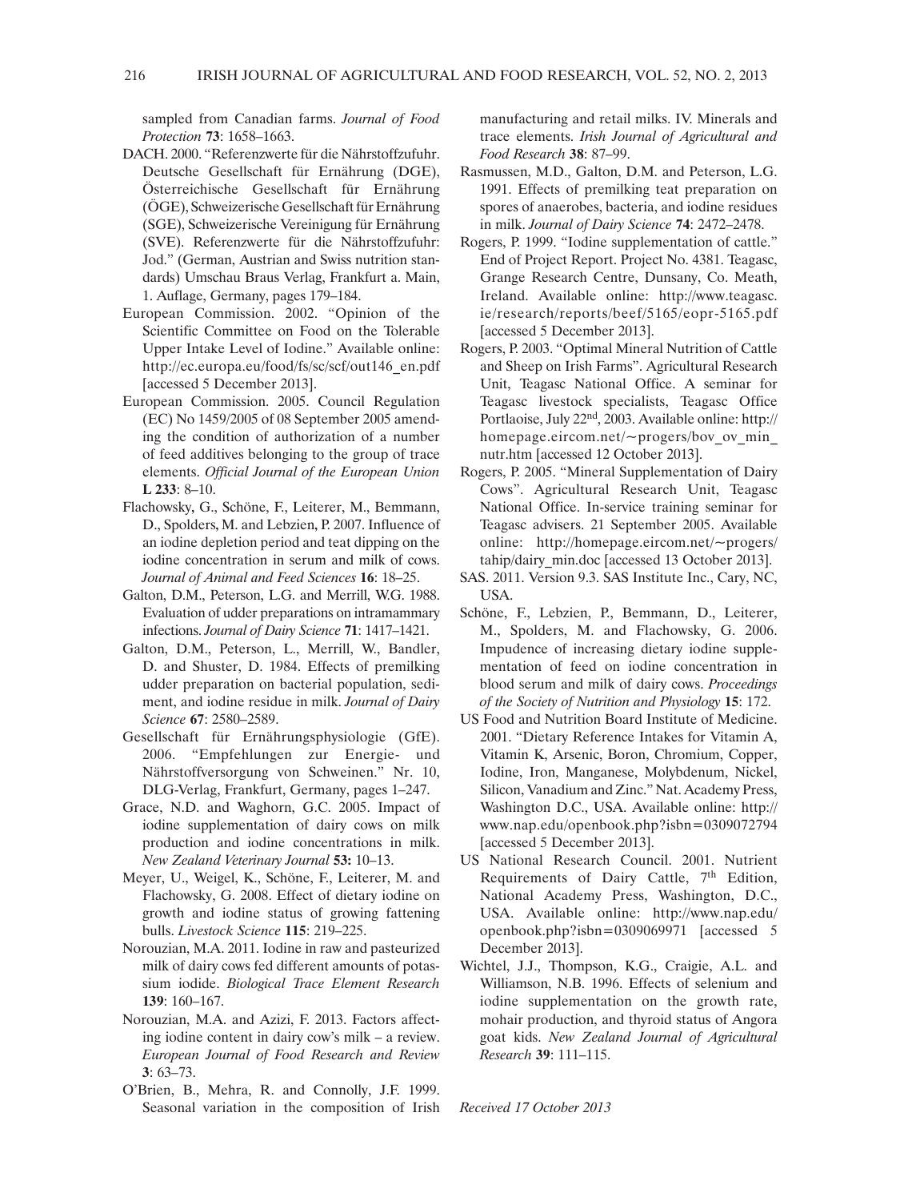sampled from Canadian farms. *Journal of Food Protection* **73**: 1658–1663.

DACH. 2000. "Referenzwerte für die Nährstoffzufuhr. Deutsche Gesellschaft für Ernährung (DGE), Österreichische Gesellschaft für Ernährung (ÖGE), Schweizerische Gesellschaft für Ernährung (SGE), Schweizerische Vereinigung für Ernährung (SVE). Referenzwerte für die Nährstoffzufuhr: Jod." (German, Austrian and Swiss nutrition standards) Umschau Braus Verlag, Frankfurt a. Main, 1. Auflage, Germany, pages 179–184.

European Commission. 2002. "Opinion of the Scientific Committee on Food on the Tolerable Upper Intake Level of Iodine." Available online: http://ec.europa.eu/food/fs/sc/scf/out146_en.pdf [accessed 5 December 2013].

European Commission. 2005. Council Regulation (EC) No 1459/2005 of 08 September 2005 amending the condition of authorization of a number of feed additives belonging to the group of trace elements. *Official Journal of the European Union* **L 233**: 8–10.

Flachowsky, G., Schöne, F., Leiterer, M., Bemmann, D., Spolders, M. and Lebzien, P. 2007. Influence of an iodine depletion period and teat dipping on the iodine concentration in serum and milk of cows. *Journal of Animal and Feed Sciences* **16**: 18–25.

Galton, D.M., Peterson, L.G. and Merrill, W.G. 1988. Evaluation of udder preparations on intramammary infections. *Journal of Dairy Science* **71**: 1417–1421.

Galton, D.M., Peterson, L., Merrill, W., Bandler, D. and Shuster, D. 1984. Effects of premilking udder preparation on bacterial population, sediment, and iodine residue in milk. *Journal of Dairy Science* **67**: 2580–2589.

Gesellschaft für Ernährungsphysiologie (GfE). 2006. "Empfehlungen zur Energie- und Nährstoffversorgung von Schweinen." Nr. 10, DLG-Verlag, Frankfurt, Germany, pages 1–247.

Grace, N.D. and Waghorn, G.C. 2005. Impact of iodine supplementation of dairy cows on milk production and iodine concentrations in milk. *New Zealand Veterinary Journal* **53:** 10–13.

Meyer, U., Weigel, K., Schöne, F., Leiterer, M. and Flachowsky, G. 2008. Effect of dietary iodine on growth and iodine status of growing fattening bulls. *Livestock Science* **115**: 219–225.

Norouzian, M.A. 2011. Iodine in raw and pasteurized milk of dairy cows fed different amounts of potassium iodide. *Biological Trace Element Research* **139**: 160–167.

Norouzian, M.A. and Azizi, F. 2013. Factors affecting iodine content in dairy cow's milk – a review. *European Journal of Food Research and Review* **3**: 63–73.

O'Brien, B., Mehra, R. and Connolly, J.F. 1999. Seasonal variation in the composition of Irish manufacturing and retail milks. IV. Minerals and trace elements. *Irish Journal of Agricultural and Food Research* **38**: 87–99.

Rasmussen, M.D., Galton, D.M. and Peterson, L.G. 1991. Effects of premilking teat preparation on spores of anaerobes, bacteria, and iodine residues in milk. *Journal of Dairy Science* **74**: 2472–2478.

Rogers, P. 1999. "Iodine supplementation of cattle." End of Project Report. Project No. 4381. Teagasc, Grange Research Centre, Dunsany, Co. Meath, Ireland. Available online: http://www.teagasc.ie/research/reports/beef/5165/eopr-5165.pdf [accessed 5 December 2013].

Rogers, P. 2003. "Optimal Mineral Nutrition of Cattle and Sheep on Irish Farms". Agricultural Research Unit, Teagasc National Office. A seminar for Teagasc livestock specialists, Teagasc Office Portlaoise, July 22nd, 2003. Available online: http://homepage.eircom.net/~progers/bov_ov_min_nutr.htm [accessed 12 October 2013].

Rogers, P. 2005. "Mineral Supplementation of Dairy Cows". Agricultural Research Unit, Teagasc National Office. In-service training seminar for Teagasc advisers. 21 September 2005. Available online: http://homepage.eircom.net/~progers/tahip/dairy_min.doc [accessed 13 October 2013].

SAS. 2011. Version 9.3. SAS Institute Inc., Cary, NC, USA.

Schöne, F., Lebzien, P., Bemmann, D., Leiterer, M., Spolders, M. and Flachowsky, G. 2006. Impudence of increasing dietary iodine supplementation of feed on iodine concentration in blood serum and milk of dairy cows. *Proceedings of the Society of Nutrition and Physiology* **15**: 172.

US Food and Nutrition Board Institute of Medicine. 2001. "Dietary Reference Intakes for Vitamin A, Vitamin K, Arsenic, Boron, Chromium, Copper, Iodine, Iron, Manganese, Molybdenum, Nickel, Silicon, Vanadium and Zinc." Nat. Academy Press, Washington D.C., USA. Available online: http://www.nap.edu/openbook.php?isbn=0309072794 [accessed 5 December 2013].

US National Research Council. 2001. Nutrient Requirements of Dairy Cattle, 7th Edition, National Academy Press, Washington, D.C., USA. Available online: http://www.nap.edu/openbook.php?isbn=0309069971 [accessed 5 December 2013].

Wichtel, J.J., Thompson, K.G., Craigie, A.L. and Williamson, N.B. 1996. Effects of selenium and iodine supplementation on the growth rate, mohair production, and thyroid status of Angora goat kids. *New Zealand Journal of Agricultural Research* **39**: 111–115.

*Received 17 October 2013*